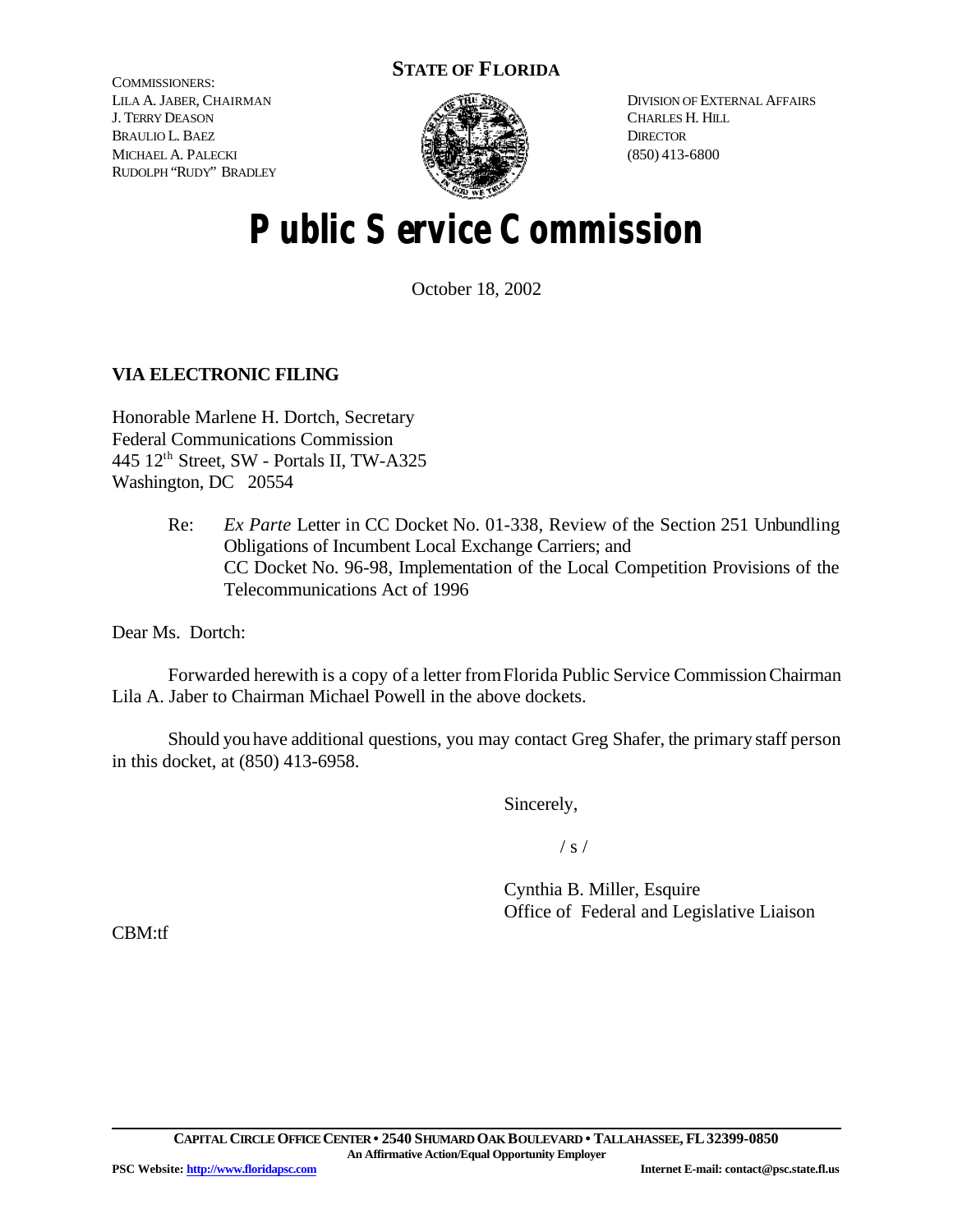**STATE OF FLORIDA**

COMMISSIONERS:
LILA A. JABER, CHAIRMAN
J. TERRY DEASON
BRAULIO L. BAEZ
MICHAEL A. PALECKI
RUDOLPH "RUDY" BRADLEY

DIVISION OF EXTERNAL AFFAIRS
CHARLES H. HILL
DIRECTOR
(850) 413-6800

# Public Service Commission

October 18, 2002

**VIA ELECTRONIC FILING**

Honorable Marlene H. Dortch, Secretary
Federal Communications Commission
445 12th Street, SW - Portals II, TW-A325
Washington, DC 20554

Re: *Ex Parte* Letter in CC Docket No. 01-338, Review of the Section 251 Unbundling Obligations of Incumbent Local Exchange Carriers; and CC Docket No. 96-98, Implementation of the Local Competition Provisions of the Telecommunications Act of 1996

Dear Ms. Dortch:

Forwarded herewith is a copy of a letter from Florida Public Service Commission Chairman Lila A. Jaber to Chairman Michael Powell in the above dockets.

Should you have additional questions, you may contact Greg Shafer, the primary staff person in this docket, at (850) 413-6958.

Sincerely,

/ s /

Cynthia B. Miller, Esquire
Office of Federal and Legislative Liaison

CBM:tf

CAPITAL CIRCLE OFFICE CENTER • 2540 SHUMARD OAK BOULEVARD • TALLAHASSEE, FL 32399-0850
An Affirmative Action/Equal Opportunity Employer
PSC Website: http://www.floridapsc.com Internet E-mail: contact@psc.state.fl.us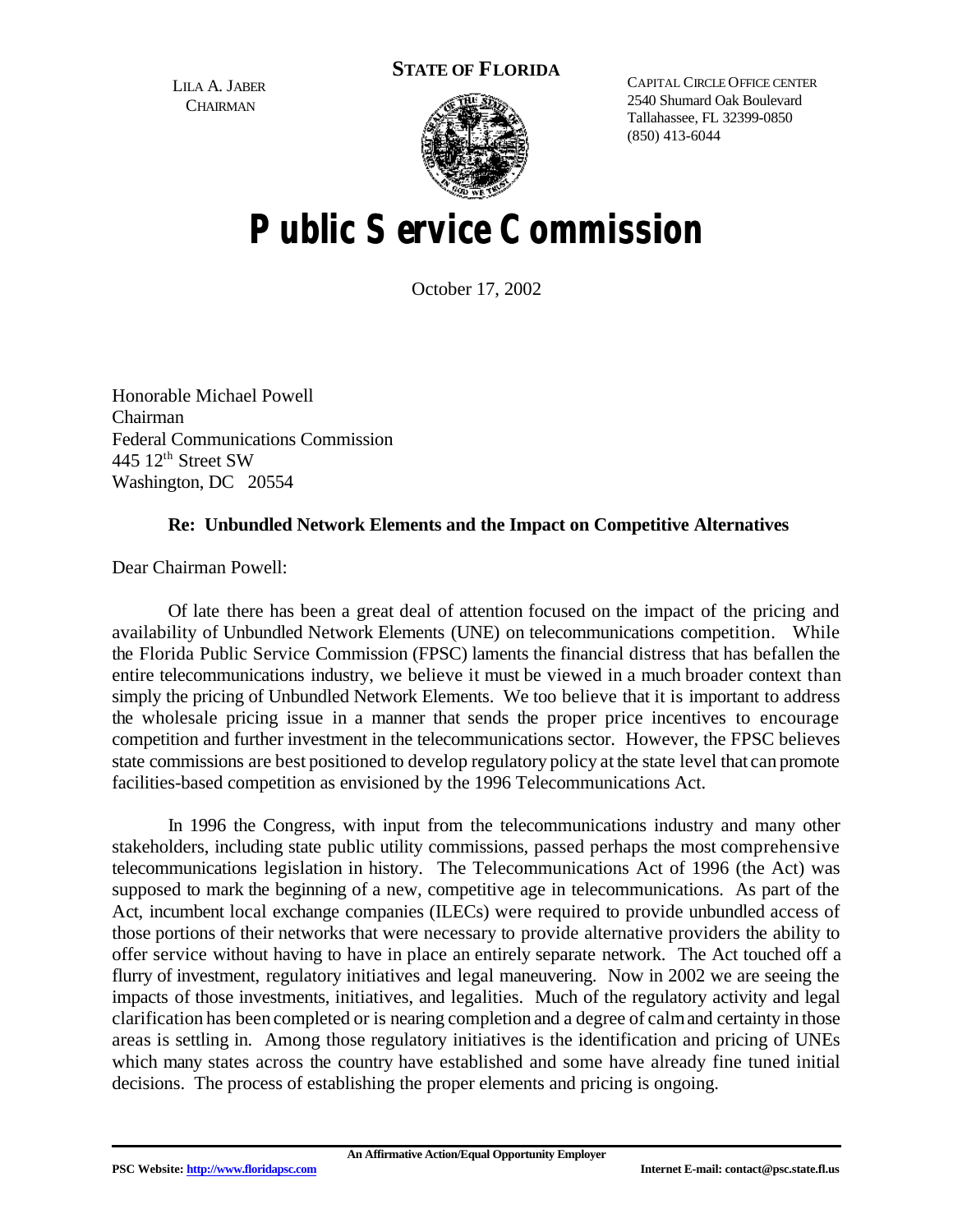LILA A. JABER
CHAIRMAN

**STATE OF FLORIDA**

CAPITAL CIRCLE OFFICE CENTER
2540 Shumard Oak Boulevard
Tallahassee, FL 32399-0850
(850) 413-6044

# Public Service Commission

October 17, 2002

Honorable Michael Powell
Chairman
Federal Communications Commission
445 12th Street SW
Washington, DC 20554

**Re: Unbundled Network Elements and the Impact on Competitive Alternatives**

Dear Chairman Powell:

Of late there has been a great deal of attention focused on the impact of the pricing and availability of Unbundled Network Elements (UNE) on telecommunications competition. While the Florida Public Service Commission (FPSC) laments the financial distress that has befallen the entire telecommunications industry, we believe it must be viewed in a much broader context than simply the pricing of Unbundled Network Elements. We too believe that it is important to address the wholesale pricing issue in a manner that sends the proper price incentives to encourage competition and further investment in the telecommunications sector. However, the FPSC believes state commissions are best positioned to develop regulatory policy at the state level that can promote facilities-based competition as envisioned by the 1996 Telecommunications Act.

In 1996 the Congress, with input from the telecommunications industry and many other stakeholders, including state public utility commissions, passed perhaps the most comprehensive telecommunications legislation in history. The Telecommunications Act of 1996 (the Act) was supposed to mark the beginning of a new, competitive age in telecommunications. As part of the Act, incumbent local exchange companies (ILECs) were required to provide unbundled access of those portions of their networks that were necessary to provide alternative providers the ability to offer service without having to have in place an entirely separate network. The Act touched off a flurry of investment, regulatory initiatives and legal maneuvering. Now in 2002 we are seeing the impacts of those investments, initiatives, and legalities. Much of the regulatory activity and legal clarification has been completed or is nearing completion and a degree of calm and certainty in those areas is settling in. Among those regulatory initiatives is the identification and pricing of UNEs which many states across the country have established and some have already fine tuned initial decisions. The process of establishing the proper elements and pricing is ongoing.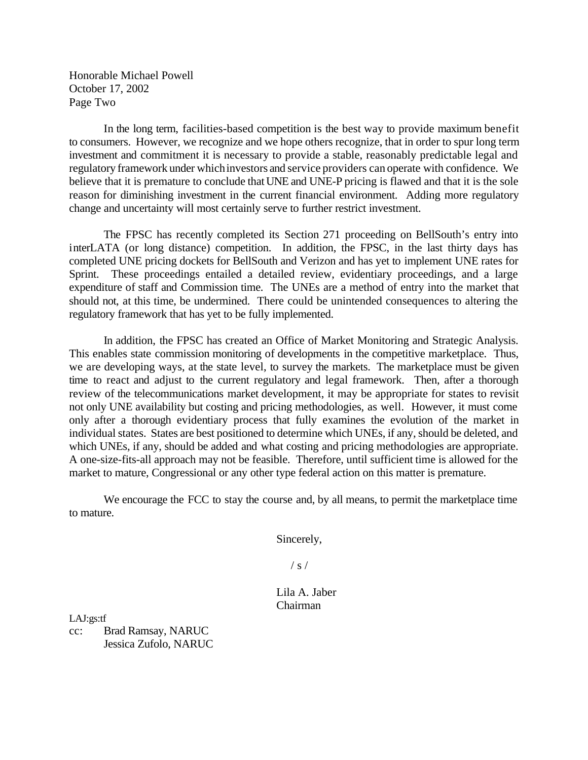Honorable Michael Powell
October 17, 2002
Page Two

In the long term, facilities-based competition is the best way to provide maximum benefit to consumers. However, we recognize and we hope others recognize, that in order to spur long term investment and commitment it is necessary to provide a stable, reasonably predictable legal and regulatory framework under which investors and service providers can operate with confidence. We believe that it is premature to conclude that UNE and UNE-P pricing is flawed and that it is the sole reason for diminishing investment in the current financial environment. Adding more regulatory change and uncertainty will most certainly serve to further restrict investment.

The FPSC has recently completed its Section 271 proceeding on BellSouth's entry into interLATA (or long distance) competition. In addition, the FPSC, in the last thirty days has completed UNE pricing dockets for BellSouth and Verizon and has yet to implement UNE rates for Sprint. These proceedings entailed a detailed review, evidentiary proceedings, and a large expenditure of staff and Commission time. The UNEs are a method of entry into the market that should not, at this time, be undermined. There could be unintended consequences to altering the regulatory framework that has yet to be fully implemented.

In addition, the FPSC has created an Office of Market Monitoring and Strategic Analysis. This enables state commission monitoring of developments in the competitive marketplace. Thus, we are developing ways, at the state level, to survey the markets. The marketplace must be given time to react and adjust to the current regulatory and legal framework. Then, after a thorough review of the telecommunications market development, it may be appropriate for states to revisit not only UNE availability but costing and pricing methodologies, as well. However, it must come only after a thorough evidentiary process that fully examines the evolution of the market in individual states. States are best positioned to determine which UNEs, if any, should be deleted, and which UNEs, if any, should be added and what costing and pricing methodologies are appropriate. A one-size-fits-all approach may not be feasible. Therefore, until sufficient time is allowed for the market to mature, Congressional or any other type federal action on this matter is premature.

We encourage the FCC to stay the course and, by all means, to permit the marketplace time to mature.

Sincerely,

/ s /

Lila A. Jaber
Chairman

LAJ:gs:tf
cc: Brad Ramsay, NARUC
Jessica Zufolo, NARUC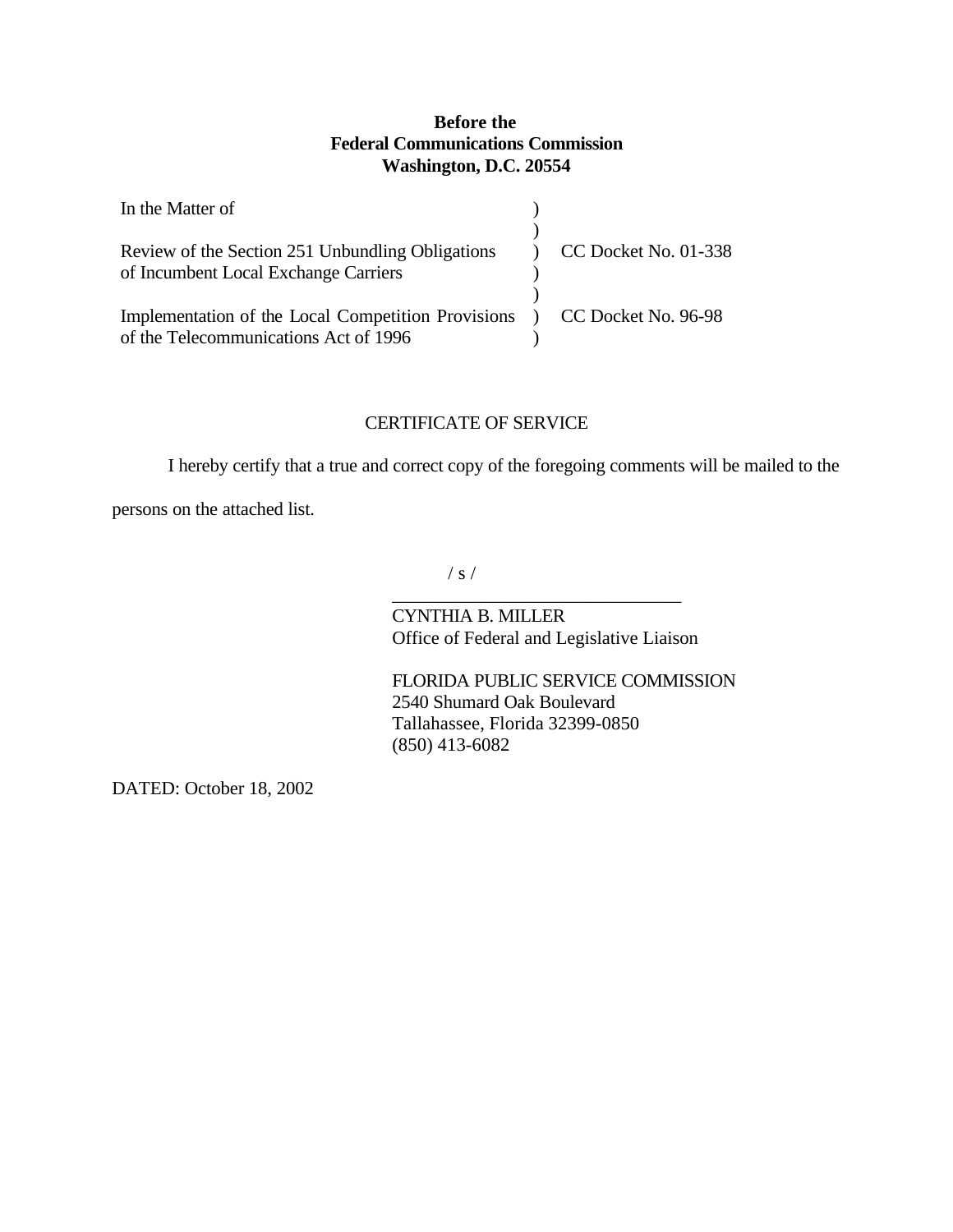**Before the**
**Federal Communications Commission**
**Washington, D.C. 20554**

| | | |
|---|---|---|
| In the Matter of | ) | |
| | ) | |
| Review of the Section 251 Unbundling Obligations of Incumbent Local Exchange Carriers | ) | CC Docket No. 01-338 |
| | ) | |
| Implementation of the Local Competition Provisions of the Telecommunications Act of 1996 | ) | CC Docket No. 96-98 |

CERTIFICATE OF SERVICE

I hereby certify that a true and correct copy of the foregoing comments will be mailed to the persons on the attached list.

/ s /
\_\_\_\_\_\_\_\_\_\_\_\_\_\_\_\_\_\_\_\_\_\_\_\_\_\_\_\_\_\_\_\_
CYNTHIA B. MILLER
Office of Federal and Legislative Liaison

FLORIDA PUBLIC SERVICE COMMISSION
2540 Shumard Oak Boulevard
Tallahassee, Florida 32399-0850
(850) 413-6082

DATED: October 18, 2002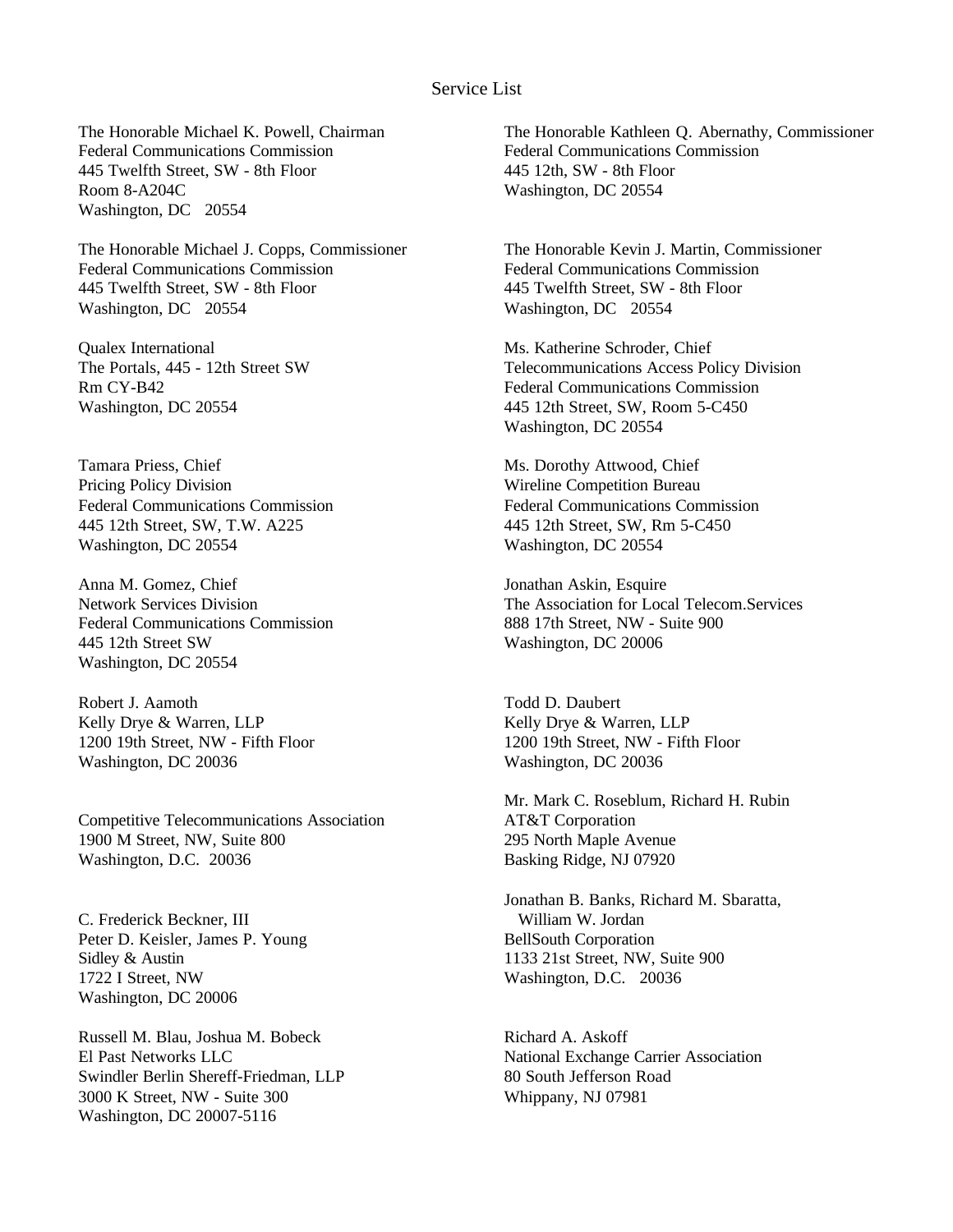# Service List

The Honorable Michael K. Powell, Chairman
Federal Communications Commission
445 Twelfth Street, SW - 8th Floor
Room 8-A204C
Washington, DC 20554

The Honorable Kathleen Q. Abernathy, Commissioner
Federal Communications Commission
445 12th, SW - 8th Floor
Washington, DC 20554

The Honorable Michael J. Copps, Commissioner
Federal Communications Commission
445 Twelfth Street, SW - 8th Floor
Washington, DC 20554

The Honorable Kevin J. Martin, Commissioner
Federal Communications Commission
445 Twelfth Street, SW - 8th Floor
Washington, DC 20554

Qualex International
The Portals, 445 - 12th Street SW
Rm CY-B42
Washington, DC 20554

Ms. Katherine Schroder, Chief
Telecommunications Access Policy Division
Federal Communications Commission
445 12th Street, SW, Room 5-C450
Washington, DC 20554

Tamara Priess, Chief
Pricing Policy Division
Federal Communications Commission
445 12th Street, SW, T.W. A225
Washington, DC 20554

Ms. Dorothy Attwood, Chief
Wireline Competition Bureau
Federal Communications Commission
445 12th Street, SW, Rm 5-C450
Washington, DC 20554

Anna M. Gomez, Chief
Network Services Division
Federal Communications Commission
445 12th Street SW
Washington, DC 20554

Jonathan Askin, Esquire
The Association for Local Telecom.Services
888 17th Street, NW - Suite 900
Washington, DC 20006

Robert J. Aamoth
Kelly Drye & Warren, LLP
1200 19th Street, NW - Fifth Floor
Washington, DC 20036

Todd D. Daubert
Kelly Drye & Warren, LLP
1200 19th Street, NW - Fifth Floor
Washington, DC 20036

Competitive Telecommunications Association
1900 M Street, NW, Suite 800
Washington, D.C. 20036

Mr. Mark C. Roseblum, Richard H. Rubin
AT&T Corporation
295 North Maple Avenue
Basking Ridge, NJ 07920

C. Frederick Beckner, III
Peter D. Keisler, James P. Young
Sidley & Austin
1722 I Street, NW
Washington, DC 20006

Jonathan B. Banks, Richard M. Sbaratta,
William W. Jordan
BellSouth Corporation
1133 21st Street, NW, Suite 900
Washington, D.C. 20036

Russell M. Blau, Joshua M. Bobeck
El Past Networks LLC
Swindler Berlin Shereff-Friedman, LLP
3000 K Street, NW - Suite 300
Washington, DC 20007-5116

Richard A. Askoff
National Exchange Carrier Association
80 South Jefferson Road
Whippany, NJ 07981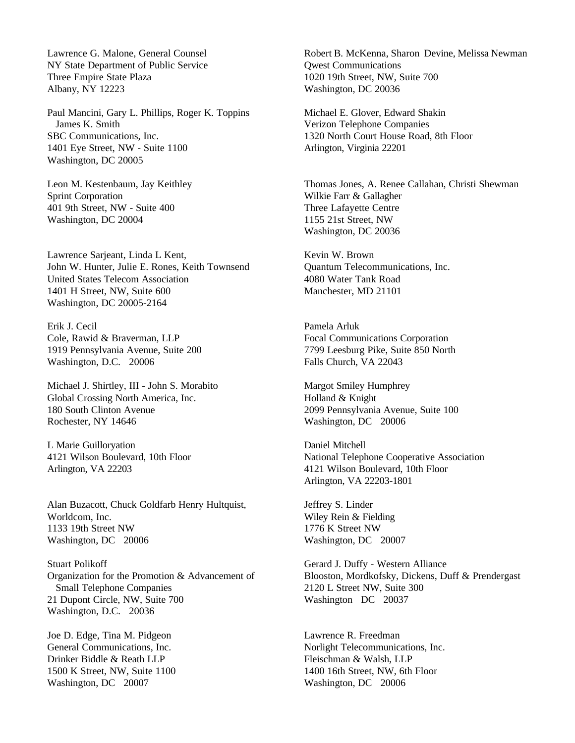Lawrence G. Malone, General Counsel
NY State Department of Public Service
Three Empire State Plaza
Albany, NY 12223

Paul Mancini, Gary L. Phillips, Roger K. Toppins
James K. Smith
SBC Communications, Inc.
1401 Eye Street, NW - Suite 1100
Washington, DC 20005

Leon M. Kestenbaum, Jay Keithley
Sprint Corporation
401 9th Street, NW - Suite 400
Washington, DC 20004

Lawrence Sarjeant, Linda L Kent,
John W. Hunter, Julie E. Rones, Keith Townsend
United States Telecom Association
1401 H Street, NW, Suite 600
Washington, DC 20005-2164

Erik J. Cecil
Cole, Rawid & Braverman, LLP
1919 Pennsylvania Avenue, Suite 200
Washington, D.C. 20006

Michael J. Shirtley, III - John S. Morabito
Global Crossing North America, Inc.
180 South Clinton Avenue
Rochester, NY 14646

L Marie Guilloryation
4121 Wilson Boulevard, 10th Floor
Arlington, VA 22203

Alan Buzacott, Chuck Goldfarb Henry Hultquist,
Worldcom, Inc.
1133 19th Street NW
Washington, DC 20006

Stuart Polikoff
Organization for the Promotion & Advancement of
Small Telephone Companies
21 Dupont Circle, NW, Suite 700
Washington, D.C. 20036

Joe D. Edge, Tina M. Pidgeon
General Communications, Inc.
Drinker Biddle & Reath LLP
1500 K Street, NW, Suite 1100
Washington, DC 20007

Robert B. McKenna, Sharon Devine, Melissa Newman
Qwest Communications
1020 19th Street, NW, Suite 700
Washington, DC 20036

Michael E. Glover, Edward Shakin
Verizon Telephone Companies
1320 North Court House Road, 8th Floor
Arlington, Virginia 22201

Thomas Jones, A. Renee Callahan, Christi Shewman
Wilkie Farr & Gallagher
Three Lafayette Centre
1155 21st Street, NW
Washington, DC 20036

Kevin W. Brown
Quantum Telecommunications, Inc.
4080 Water Tank Road
Manchester, MD 21101

Pamela Arluk
Focal Communications Corporation
7799 Leesburg Pike, Suite 850 North
Falls Church, VA 22043

Margot Smiley Humphrey
Holland & Knight
2099 Pennsylvania Avenue, Suite 100
Washington, DC 20006

Daniel Mitchell
National Telephone Cooperative Association
4121 Wilson Boulevard, 10th Floor
Arlington, VA 22203-1801

Jeffrey S. Linder
Wiley Rein & Fielding
1776 K Street NW
Washington, DC 20007

Gerard J. Duffy - Western Alliance
Blooston, Mordkofsky, Dickens, Duff & Prendergast
2120 L Street NW, Suite 300
Washington DC 20037

Lawrence R. Freedman
Norlight Telecommunications, Inc.
Fleischman & Walsh, LLP
1400 16th Street, NW, 6th Floor
Washington, DC 20006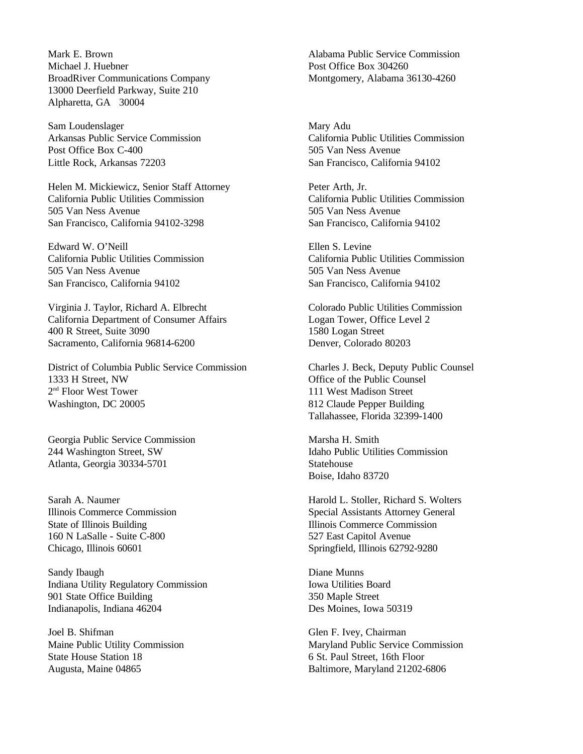Mark E. Brown
Michael J. Huebner
BroadRiver Communications Company
13000 Deerfield Parkway, Suite 210
Alpharetta, GA 30004

Alabama Public Service Commission
Post Office Box 304260
Montgomery, Alabama 36130-4260

Sam Loudenslager
Arkansas Public Service Commission
Post Office Box C-400
Little Rock, Arkansas 72203

Mary Adu
California Public Utilities Commission
505 Van Ness Avenue
San Francisco, California 94102

Helen M. Mickiewicz, Senior Staff Attorney
California Public Utilities Commission
505 Van Ness Avenue
San Francisco, California 94102-3298

Peter Arth, Jr.
California Public Utilities Commission
505 Van Ness Avenue
San Francisco, California 94102

Edward W. O'Neill
California Public Utilities Commission
505 Van Ness Avenue
San Francisco, California 94102

Ellen S. Levine
California Public Utilities Commission
505 Van Ness Avenue
San Francisco, California 94102

Virginia J. Taylor, Richard A. Elbrecht
California Department of Consumer Affairs
400 R Street, Suite 3090
Sacramento, California 96814-6200

Colorado Public Utilities Commission
Logan Tower, Office Level 2
1580 Logan Street
Denver, Colorado 80203

District of Columbia Public Service Commission
1333 H Street, NW
2nd Floor West Tower
Washington, DC 20005

Charles J. Beck, Deputy Public Counsel
Office of the Public Counsel
111 West Madison Street
812 Claude Pepper Building
Tallahassee, Florida 32399-1400

Georgia Public Service Commission
244 Washington Street, SW
Atlanta, Georgia 30334-5701

Marsha H. Smith
Idaho Public Utilities Commission
Statehouse
Boise, Idaho 83720

Sarah A. Naumer
Illinois Commerce Commission
State of Illinois Building
160 N LaSalle - Suite C-800
Chicago, Illinois 60601

Harold L. Stoller, Richard S. Wolters
Special Assistants Attorney General
Illinois Commerce Commission
527 East Capitol Avenue
Springfield, Illinois 62792-9280

Sandy Ibaugh
Indiana Utility Regulatory Commission
901 State Office Building
Indianapolis, Indiana 46204

Diane Munns
Iowa Utilities Board
350 Maple Street
Des Moines, Iowa 50319

Joel B. Shifman
Maine Public Utility Commission
State House Station 18
Augusta, Maine 04865

Glen F. Ivey, Chairman
Maryland Public Service Commission
6 St. Paul Street, 16th Floor
Baltimore, Maryland 21202-6806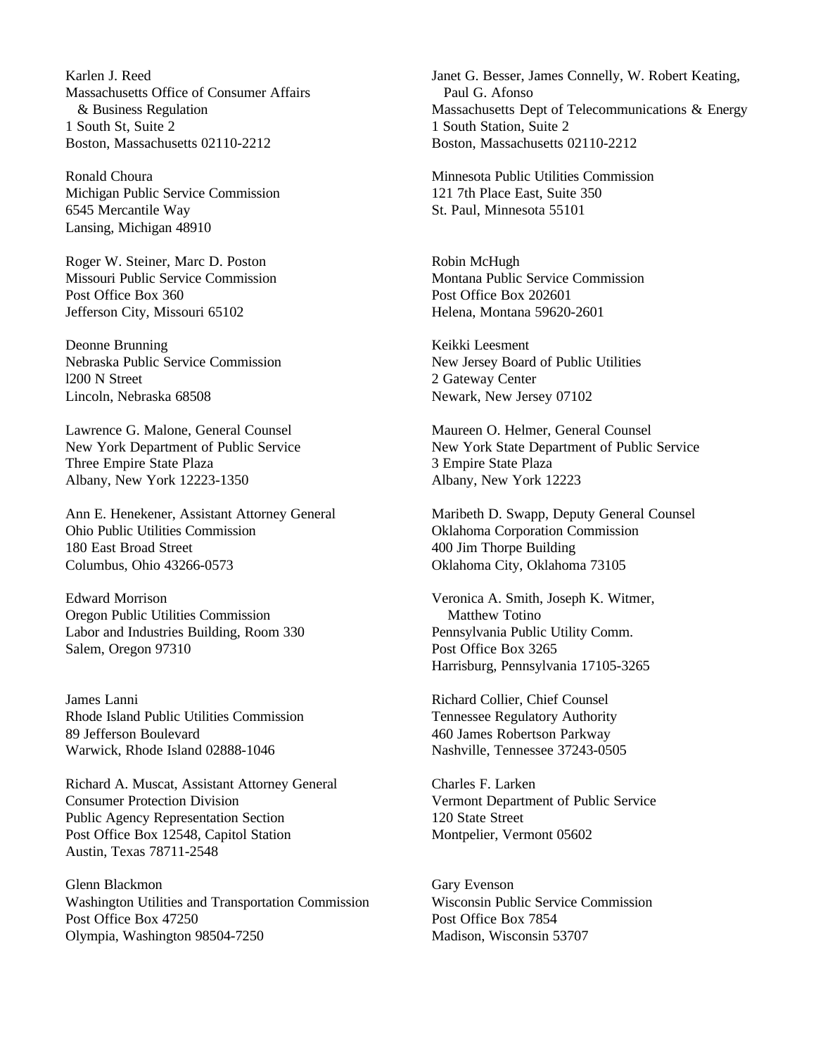Karlen J. Reed
Massachusetts Office of Consumer Affairs
& Business Regulation
1 South St, Suite 2
Boston, Massachusetts 02110-2212

Janet G. Besser, James Connelly, W. Robert Keating,
Paul G. Afonso
Massachusetts Dept of Telecommunications & Energy
1 South Station, Suite 2
Boston, Massachusetts 02110-2212

Ronald Choura
Michigan Public Service Commission
6545 Mercantile Way
Lansing, Michigan 48910

Minnesota Public Utilities Commission
121 7th Place East, Suite 350
St. Paul, Minnesota 55101

Roger W. Steiner, Marc D. Poston
Missouri Public Service Commission
Post Office Box 360
Jefferson City, Missouri 65102

Robin McHugh
Montana Public Service Commission
Post Office Box 202601
Helena, Montana 59620-2601

Deonne Brunning
Nebraska Public Service Commission
l200 N Street
Lincoln, Nebraska 68508

Keikki Leesment
New Jersey Board of Public Utilities
2 Gateway Center
Newark, New Jersey 07102

Lawrence G. Malone, General Counsel
New York Department of Public Service
Three Empire State Plaza
Albany, New York 12223-1350

Maureen O. Helmer, General Counsel
New York State Department of Public Service
3 Empire State Plaza
Albany, New York 12223

Ann E. Henekener, Assistant Attorney General
Ohio Public Utilities Commission
180 East Broad Street
Columbus, Ohio 43266-0573

Maribeth D. Swapp, Deputy General Counsel
Oklahoma Corporation Commission
400 Jim Thorpe Building
Oklahoma City, Oklahoma 73105

Edward Morrison
Oregon Public Utilities Commission
Labor and Industries Building, Room 330
Salem, Oregon 97310

Veronica A. Smith, Joseph K. Witmer,
Matthew Totino
Pennsylvania Public Utility Comm.
Post Office Box 3265
Harrisburg, Pennsylvania 17105-3265

James Lanni
Rhode Island Public Utilities Commission
89 Jefferson Boulevard
Warwick, Rhode Island 02888-1046

Richard Collier, Chief Counsel
Tennessee Regulatory Authority
460 James Robertson Parkway
Nashville, Tennessee 37243-0505

Richard A. Muscat, Assistant Attorney General
Consumer Protection Division
Public Agency Representation Section
Post Office Box 12548, Capitol Station
Austin, Texas 78711-2548

Charles F. Larken
Vermont Department of Public Service
120 State Street
Montpelier, Vermont 05602

Glenn Blackmon
Washington Utilities and Transportation Commission
Post Office Box 47250
Olympia, Washington 98504-7250

Gary Evenson
Wisconsin Public Service Commission
Post Office Box 7854
Madison, Wisconsin 53707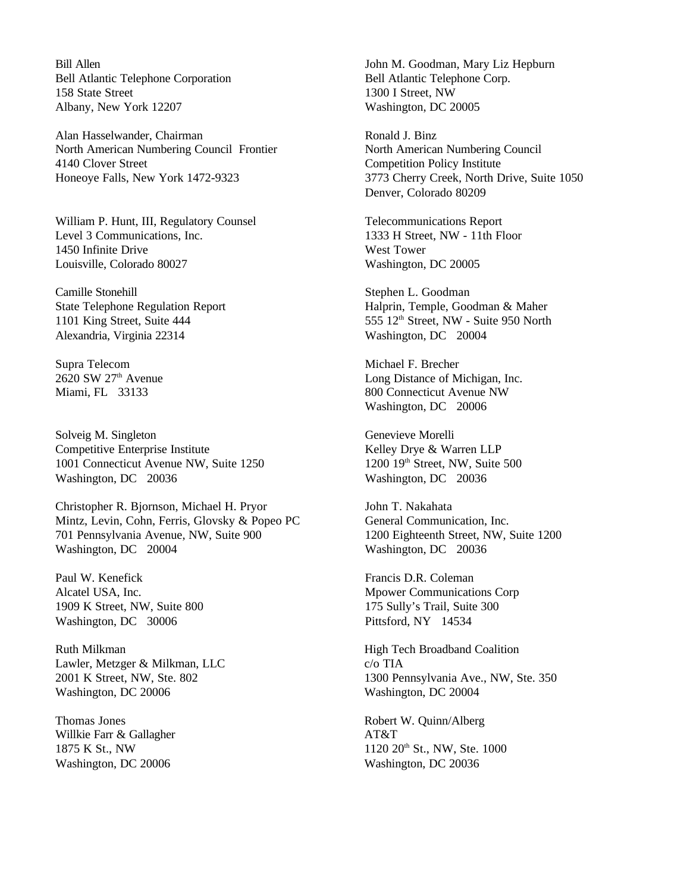Bill Allen
Bell Atlantic Telephone Corporation
158 State Street
Albany, New York 12207

Alan Hasselwander, Chairman
North American Numbering Council Frontier
4140 Clover Street
Honeoye Falls, New York 1472-9323

William P. Hunt, III, Regulatory Counsel
Level 3 Communications, Inc.
1450 Infinite Drive
Louisville, Colorado 80027

Camille Stonehill
State Telephone Regulation Report
1101 King Street, Suite 444
Alexandria, Virginia 22314

Supra Telecom
2620 SW 27th Avenue
Miami, FL 33133

Solveig M. Singleton
Competitive Enterprise Institute
1001 Connecticut Avenue NW, Suite 1250
Washington, DC 20036

Christopher R. Bjornson, Michael H. Pryor
Mintz, Levin, Cohn, Ferris, Glovsky & Popeo PC
701 Pennsylvania Avenue, NW, Suite 900
Washington, DC 20004

Paul W. Kenefick
Alcatel USA, Inc.
1909 K Street, NW, Suite 800
Washington, DC 30006

Ruth Milkman
Lawler, Metzger & Milkman, LLC
2001 K Street, NW, Ste. 802
Washington, DC 20006

Thomas Jones
Willkie Farr & Gallagher
1875 K St., NW
Washington, DC 20006

John M. Goodman, Mary Liz Hepburn
Bell Atlantic Telephone Corp.
1300 I Street, NW
Washington, DC 20005

Ronald J. Binz
North American Numbering Council
Competition Policy Institute
3773 Cherry Creek, North Drive, Suite 1050
Denver, Colorado 80209

Telecommunications Report
1333 H Street, NW - 11th Floor
West Tower
Washington, DC 20005

Stephen L. Goodman
Halprin, Temple, Goodman & Maher
555 12th Street, NW - Suite 950 North
Washington, DC 20004

Michael F. Brecher
Long Distance of Michigan, Inc.
800 Connecticut Avenue NW
Washington, DC 20006

Genevieve Morelli
Kelley Drye & Warren LLP
1200 19th Street, NW, Suite 500
Washington, DC 20036

John T. Nakahata
General Communication, Inc.
1200 Eighteenth Street, NW, Suite 1200
Washington, DC 20036

Francis D.R. Coleman
Mpower Communications Corp
175 Sully's Trail, Suite 300
Pittsford, NY 14534

High Tech Broadband Coalition
c/o TIA
1300 Pennsylvania Ave., NW, Ste. 350
Washington, DC 20004

Robert W. Quinn/Alberg
AT&T
1120 20th St., NW, Ste. 1000
Washington, DC 20036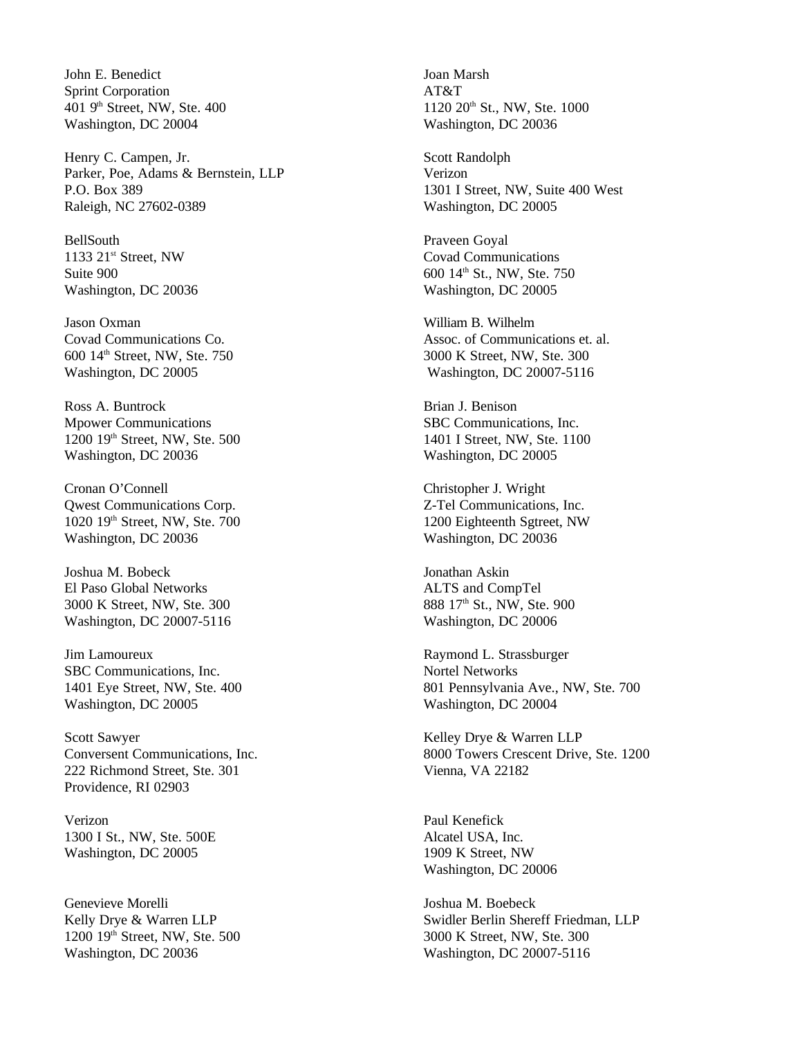John E. Benedict
Sprint Corporation
401 9th Street, NW, Ste. 400
Washington, DC 20004

Henry C. Campen, Jr.
Parker, Poe, Adams & Bernstein, LLP
P.O. Box 389
Raleigh, NC 27602-0389

BellSouth
1133 21st Street, NW
Suite 900
Washington, DC 20036

Jason Oxman
Covad Communications Co.
600 14th Street, NW, Ste. 750
Washington, DC 20005

Ross A. Buntrock
Mpower Communications
1200 19th Street, NW, Ste. 500
Washington, DC 20036

Cronan O'Connell
Qwest Communications Corp.
1020 19th Street, NW, Ste. 700
Washington, DC 20036

Joshua M. Bobeck
El Paso Global Networks
3000 K Street, NW, Ste. 300
Washington, DC 20007-5116

Jim Lamoureux
SBC Communications, Inc.
1401 Eye Street, NW, Ste. 400
Washington, DC 20005

Scott Sawyer
Conversent Communications, Inc.
222 Richmond Street, Ste. 301
Providence, RI 02903

Verizon
1300 I St., NW, Ste. 500E
Washington, DC 20005

Genevieve Morelli
Kelly Drye & Warren LLP
1200 19th Street, NW, Ste. 500
Washington, DC 20036

Joan Marsh
AT&T
1120 20th St., NW, Ste. 1000
Washington, DC 20036

Scott Randolph
Verizon
1301 I Street, NW, Suite 400 West
Washington, DC 20005

Praveen Goyal
Covad Communications
600 14th St., NW, Ste. 750
Washington, DC 20005

William B. Wilhelm
Assoc. of Communications et. al.
3000 K Street, NW, Ste. 300
Washington, DC 20007-5116

Brian J. Benison
SBC Communications, Inc.
1401 I Street, NW, Ste. 1100
Washington, DC 20005

Christopher J. Wright
Z-Tel Communications, Inc.
1200 Eighteenth Sgtreet, NW
Washington, DC 20036

Jonathan Askin
ALTS and CompTel
888 17th St., NW, Ste. 900
Washington, DC 20006

Raymond L. Strassburger
Nortel Networks
801 Pennsylvania Ave., NW, Ste. 700
Washington, DC 20004

Kelley Drye & Warren LLP
8000 Towers Crescent Drive, Ste. 1200
Vienna, VA 22182

Paul Kenefick
Alcatel USA, Inc.
1909 K Street, NW
Washington, DC 20006

Joshua M. Boebeck
Swidler Berlin Shereff Friedman, LLP
3000 K Street, NW, Ste. 300
Washington, DC 20007-5116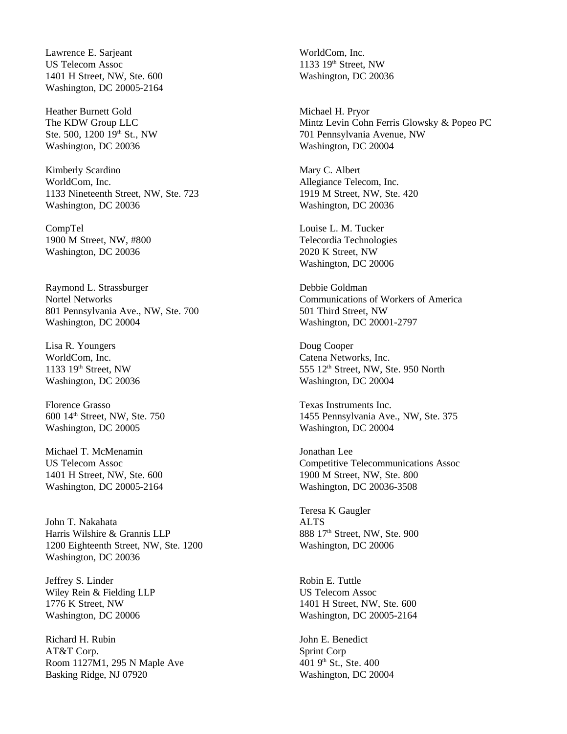Lawrence E. Sarjeant
US Telecom Assoc
1401 H Street, NW, Ste. 600
Washington, DC 20005-2164

Heather Burnett Gold
The KDW Group LLC
Ste. 500, 1200 19th St., NW
Washington, DC 20036

Kimberly Scardino
WorldCom, Inc.
1133 Nineteenth Street, NW, Ste. 723
Washington, DC 20036

CompTel
1900 M Street, NW, #800
Washington, DC 20036

Raymond L. Strassburger
Nortel Networks
801 Pennsylvania Ave., NW, Ste. 700
Washington, DC 20004

Lisa R. Youngers
WorldCom, Inc.
1133 19th Street, NW
Washington, DC 20036

Florence Grasso
600 14th Street, NW, Ste. 750
Washington, DC 20005

Michael T. McMenamin
US Telecom Assoc
1401 H Street, NW, Ste. 600
Washington, DC 20005-2164

John T. Nakahata
Harris Wilshire & Grannis LLP
1200 Eighteenth Street, NW, Ste. 1200
Washington, DC 20036

Jeffrey S. Linder
Wiley Rein & Fielding LLP
1776 K Street, NW
Washington, DC 20006

Richard H. Rubin
AT&T Corp.
Room 1127M1, 295 N Maple Ave
Basking Ridge, NJ 07920

WorldCom, Inc.
1133 19th Street, NW
Washington, DC 20036

Michael H. Pryor
Mintz Levin Cohn Ferris Glowsky & Popeo PC
701 Pennsylvania Avenue, NW
Washington, DC 20004

Mary C. Albert
Allegiance Telecom, Inc.
1919 M Street, NW, Ste. 420
Washington, DC 20036

Louise L. M. Tucker
Telecordia Technologies
2020 K Street, NW
Washington, DC 20006

Debbie Goldman
Communications of Workers of America
501 Third Street, NW
Washington, DC 20001-2797

Doug Cooper
Catena Networks, Inc.
555 12th Street, NW, Ste. 950 North
Washington, DC 20004

Texas Instruments Inc.
1455 Pennsylvania Ave., NW, Ste. 375
Washington, DC 20004

Jonathan Lee
Competitive Telecommunications Assoc
1900 M Street, NW, Ste. 800
Washington, DC 20036-3508

Teresa K Gaugler
ALTS
888 17th Street, NW, Ste. 900
Washington, DC 20006

Robin E. Tuttle
US Telecom Assoc
1401 H Street, NW, Ste. 600
Washington, DC 20005-2164

John E. Benedict
Sprint Corp
401 9th St., Ste. 400
Washington, DC 20004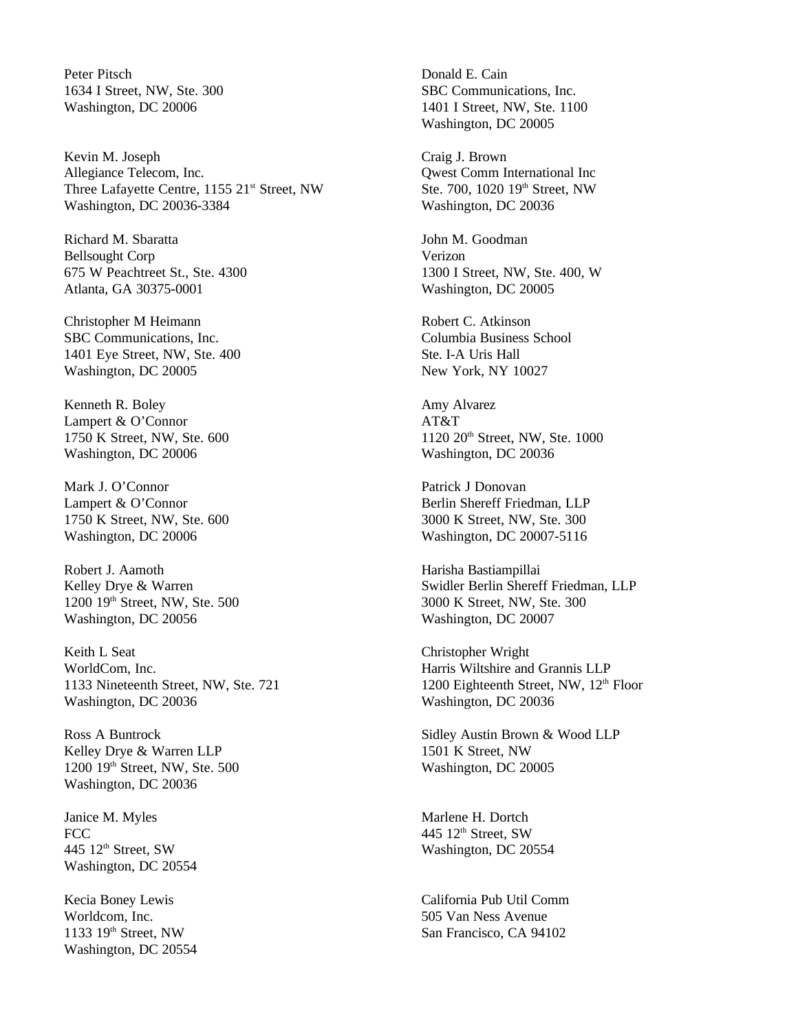Peter Pitsch
1634 I Street, NW, Ste. 300
Washington, DC 20006

Kevin M. Joseph
Allegiance Telecom, Inc.
Three Lafayette Centre, 1155 21st Street, NW
Washington, DC 20036-3384

Richard M. Sbaratta
Bellsought Corp
675 W Peachtreet St., Ste. 4300
Atlanta, GA 30375-0001

Christopher M Heimann
SBC Communications, Inc.
1401 Eye Street, NW, Ste. 400
Washington, DC 20005

Kenneth R. Boley
Lampert & O'Connor
1750 K Street, NW, Ste. 600
Washington, DC 20006

Mark J. O'Connor
Lampert & O'Connor
1750 K Street, NW, Ste. 600
Washington, DC 20006

Robert J. Aamoth
Kelley Drye & Warren
1200 19th Street, NW, Ste. 500
Washington, DC 20056

Keith L Seat
WorldCom, Inc.
1133 Nineteenth Street, NW, Ste. 721
Washington, DC 20036

Ross A Buntrock
Kelley Drye & Warren LLP
1200 19th Street, NW, Ste. 500
Washington, DC 20036

Janice M. Myles
FCC
445 12th Street, SW
Washington, DC 20554

Kecia Boney Lewis
Worldcom, Inc.
1133 19th Street, NW
Washington, DC 20554

Donald E. Cain
SBC Communications, Inc.
1401 I Street, NW, Ste. 1100
Washington, DC 20005

Craig J. Brown
Qwest Comm International Inc
Ste. 700, 1020 19th Street, NW
Washington, DC 20036

John M. Goodman
Verizon
1300 I Street, NW, Ste. 400, W
Washington, DC 20005

Robert C. Atkinson
Columbia Business School
Ste. I-A Uris Hall
New York, NY 10027

Amy Alvarez
AT&T
1120 20th Street, NW, Ste. 1000
Washington, DC 20036

Patrick J Donovan
Berlin Shereff Friedman, LLP
3000 K Street, NW, Ste. 300
Washington, DC 20007-5116

Harisha Bastiampillai
Swidler Berlin Shereff Friedman, LLP
3000 K Street, NW, Ste. 300
Washington, DC 20007

Christopher Wright
Harris Wiltshire and Grannis LLP
1200 Eighteenth Street, NW, 12th Floor
Washington, DC 20036

Sidley Austin Brown & Wood LLP
1501 K Street, NW
Washington, DC 20005

Marlene H. Dortch
445 12th Street, SW
Washington, DC 20554

California Pub Util Comm
505 Van Ness Avenue
San Francisco, CA 94102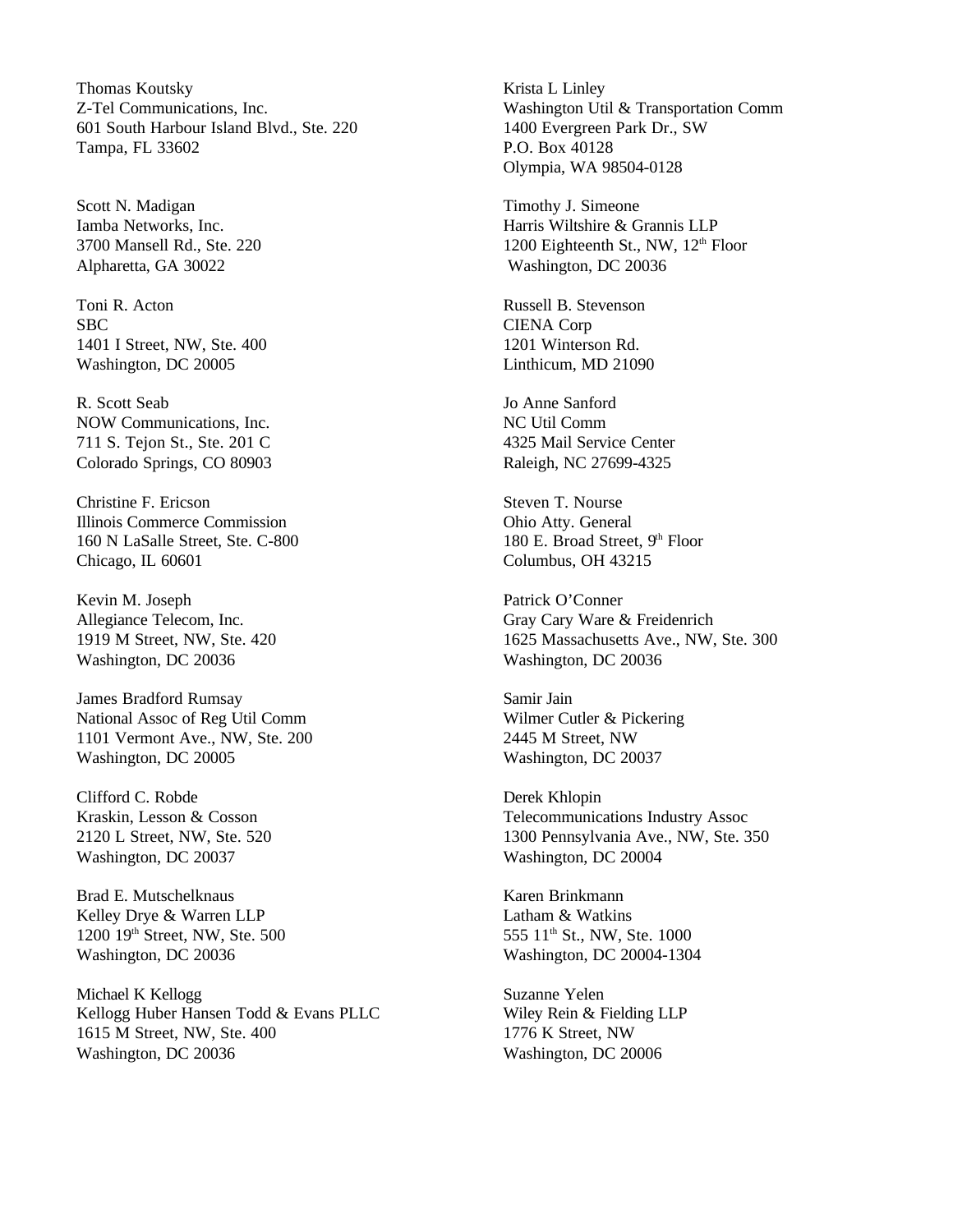Thomas Koutsky
Z-Tel Communications, Inc.
601 South Harbour Island Blvd., Ste. 220
Tampa, FL 33602

Scott N. Madigan
Iamba Networks, Inc.
3700 Mansell Rd., Ste. 220
Alpharetta, GA 30022

Toni R. Acton
SBC
1401 I Street, NW, Ste. 400
Washington, DC 20005

R. Scott Seab
NOW Communications, Inc.
711 S. Tejon St., Ste. 201 C
Colorado Springs, CO 80903

Christine F. Ericson
Illinois Commerce Commission
160 N LaSalle Street, Ste. C-800
Chicago, IL 60601

Kevin M. Joseph
Allegiance Telecom, Inc.
1919 M Street, NW, Ste. 420
Washington, DC 20036

James Bradford Rumsay
National Assoc of Reg Util Comm
1101 Vermont Ave., NW, Ste. 200
Washington, DC 20005

Clifford C. Robde
Kraskin, Lesson & Cosson
2120 L Street, NW, Ste. 520
Washington, DC 20037

Brad E. Mutschelknaus
Kelley Drye & Warren LLP
1200 19th Street, NW, Ste. 500
Washington, DC 20036

Michael K Kellogg
Kellogg Huber Hansen Todd & Evans PLLC
1615 M Street, NW, Ste. 400
Washington, DC 20036

Krista L Linley
Washington Util & Transportation Comm
1400 Evergreen Park Dr., SW
P.O. Box 40128
Olympia, WA 98504-0128

Timothy J. Simeone
Harris Wiltshire & Grannis LLP
1200 Eighteenth St., NW, 12th Floor
Washington, DC 20036

Russell B. Stevenson
CIENA Corp
1201 Winterson Rd.
Linthicum, MD 21090

Jo Anne Sanford
NC Util Comm
4325 Mail Service Center
Raleigh, NC 27699-4325

Steven T. Nourse
Ohio Atty. General
180 E. Broad Street, 9th Floor
Columbus, OH 43215

Patrick O'Conner
Gray Cary Ware & Freidenrich
1625 Massachusetts Ave., NW, Ste. 300
Washington, DC 20036

Samir Jain
Wilmer Cutler & Pickering
2445 M Street, NW
Washington, DC 20037

Derek Khlopin
Telecommunications Industry Assoc
1300 Pennsylvania Ave., NW, Ste. 350
Washington, DC 20004

Karen Brinkmann
Latham & Watkins
555 11th St., NW, Ste. 1000
Washington, DC 20004-1304

Suzanne Yelen
Wiley Rein & Fielding LLP
1776 K Street, NW
Washington, DC 20006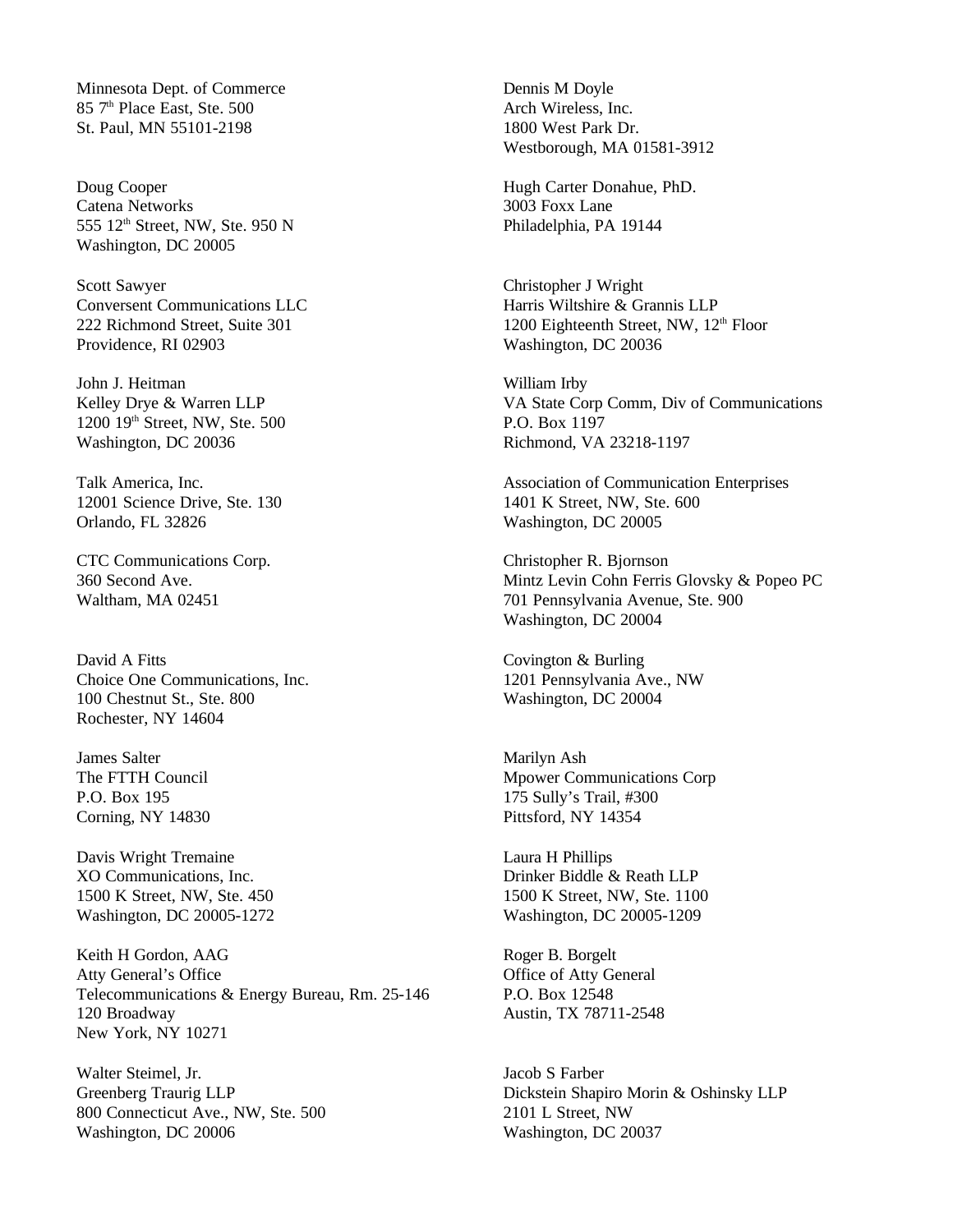Minnesota Dept. of Commerce
85 7th Place East, Ste. 500
St. Paul, MN 55101-2198

Doug Cooper
Catena Networks
555 12th Street, NW, Ste. 950 N
Washington, DC 20005

Scott Sawyer
Conversent Communications LLC
222 Richmond Street, Suite 301
Providence, RI 02903

John J. Heitman
Kelley Drye & Warren LLP
1200 19th Street, NW, Ste. 500
Washington, DC 20036

Talk America, Inc.
12001 Science Drive, Ste. 130
Orlando, FL 32826

CTC Communications Corp.
360 Second Ave.
Waltham, MA 02451

David A Fitts
Choice One Communications, Inc.
100 Chestnut St., Ste. 800
Rochester, NY 14604

James Salter
The FTTH Council
P.O. Box 195
Corning, NY 14830

Davis Wright Tremaine
XO Communications, Inc.
1500 K Street, NW, Ste. 450
Washington, DC 20005-1272

Keith H Gordon, AAG
Atty General's Office
Telecommunications & Energy Bureau, Rm. 25-146
120 Broadway
New York, NY 10271

Walter Steimel, Jr.
Greenberg Traurig LLP
800 Connecticut Ave., NW, Ste. 500
Washington, DC 20006

Dennis M Doyle
Arch Wireless, Inc.
1800 West Park Dr.
Westborough, MA 01581-3912

Hugh Carter Donahue, PhD.
3003 Foxx Lane
Philadelphia, PA 19144

Christopher J Wright
Harris Wiltshire & Grannis LLP
1200 Eighteenth Street, NW, 12th Floor
Washington, DC 20036

William Irby
VA State Corp Comm, Div of Communications
P.O. Box 1197
Richmond, VA 23218-1197

Association of Communication Enterprises
1401 K Street, NW, Ste. 600
Washington, DC 20005

Christopher R. Bjornson
Mintz Levin Cohn Ferris Glovsky & Popeo PC
701 Pennsylvania Avenue, Ste. 900
Washington, DC 20004

Covington & Burling
1201 Pennsylvania Ave., NW
Washington, DC 20004

Marilyn Ash
Mpower Communications Corp
175 Sully's Trail, #300
Pittsford, NY 14354

Laura H Phillips
Drinker Biddle & Reath LLP
1500 K Street, NW, Ste. 1100
Washington, DC 20005-1209

Roger B. Borgelt
Office of Atty General
P.O. Box 12548
Austin, TX 78711-2548

Jacob S Farber
Dickstein Shapiro Morin & Oshinsky LLP
2101 L Street, NW
Washington, DC 20037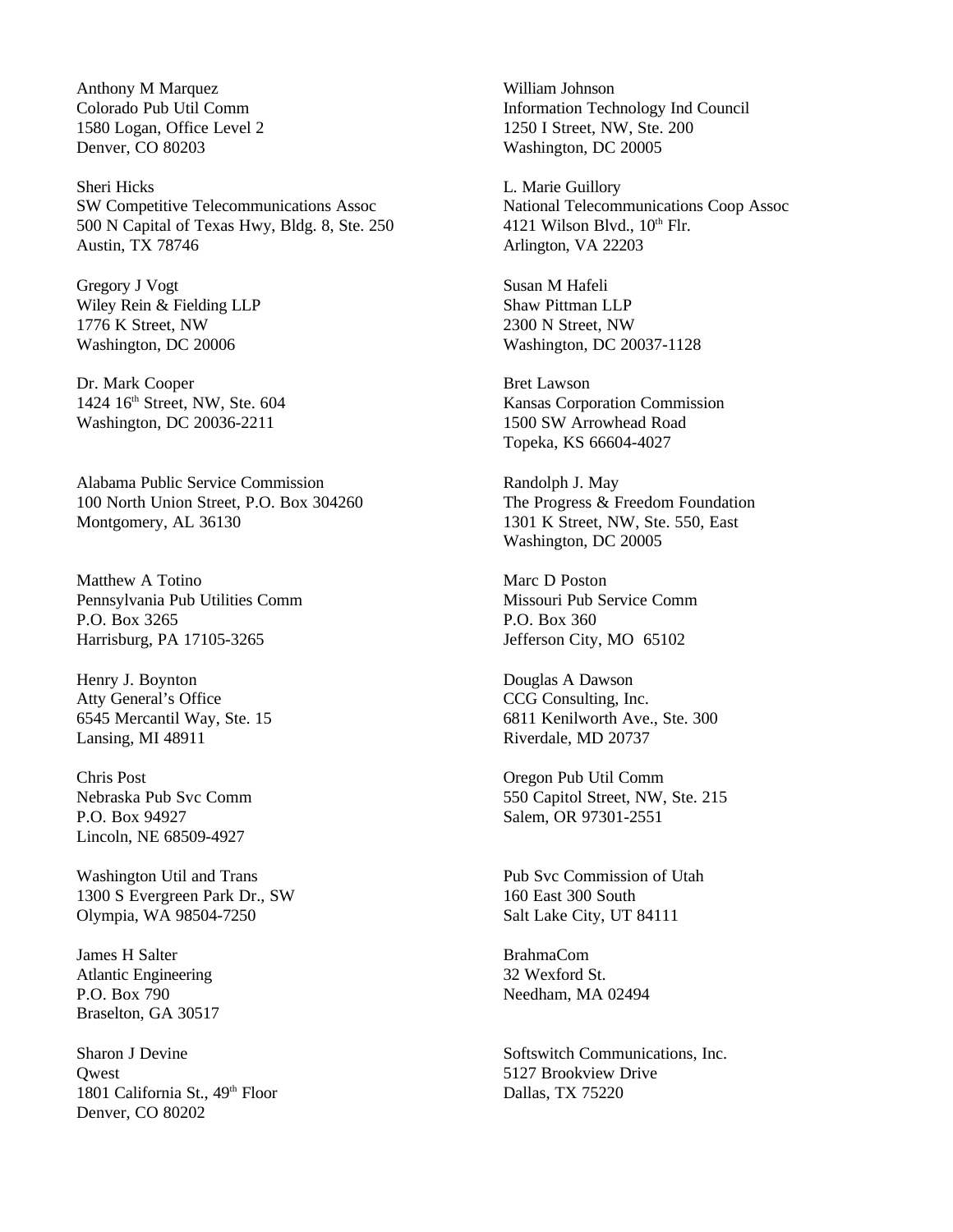Anthony M Marquez
Colorado Pub Util Comm
1580 Logan, Office Level 2
Denver, CO 80203

Sheri Hicks
SW Competitive Telecommunications Assoc
500 N Capital of Texas Hwy, Bldg. 8, Ste. 250
Austin, TX 78746

Gregory J Vogt
Wiley Rein & Fielding LLP
1776 K Street, NW
Washington, DC 20006

Dr. Mark Cooper
1424 16th Street, NW, Ste. 604
Washington, DC 20036-2211

Alabama Public Service Commission
100 North Union Street, P.O. Box 304260
Montgomery, AL 36130

Matthew A Totino
Pennsylvania Pub Utilities Comm
P.O. Box 3265
Harrisburg, PA 17105-3265

Henry J. Boynton
Atty General's Office
6545 Mercantil Way, Ste. 15
Lansing, MI 48911

Chris Post
Nebraska Pub Svc Comm
P.O. Box 94927
Lincoln, NE 68509-4927

Washington Util and Trans
1300 S Evergreen Park Dr., SW
Olympia, WA 98504-7250

James H Salter
Atlantic Engineering
P.O. Box 790
Braselton, GA 30517

Sharon J Devine
Qwest
1801 California St., 49th Floor
Denver, CO 80202

William Johnson
Information Technology Ind Council
1250 I Street, NW, Ste. 200
Washington, DC 20005

L. Marie Guillory
National Telecommunications Coop Assoc
4121 Wilson Blvd., 10th Flr.
Arlington, VA 22203

Susan M Hafeli
Shaw Pittman LLP
2300 N Street, NW
Washington, DC 20037-1128

Bret Lawson
Kansas Corporation Commission
1500 SW Arrowhead Road
Topeka, KS 66604-4027

Randolph J. May
The Progress & Freedom Foundation
1301 K Street, NW, Ste. 550, East
Washington, DC 20005

Marc D Poston
Missouri Pub Service Comm
P.O. Box 360
Jefferson City, MO 65102

Douglas A Dawson
CCG Consulting, Inc.
6811 Kenilworth Ave., Ste. 300
Riverdale, MD 20737

Oregon Pub Util Comm
550 Capitol Street, NW, Ste. 215
Salem, OR 97301-2551

Pub Svc Commission of Utah
160 East 300 South
Salt Lake City, UT 84111

BrahmaCom
32 Wexford St.
Needham, MA 02494

Softswitch Communications, Inc.
5127 Brookview Drive
Dallas, TX 75220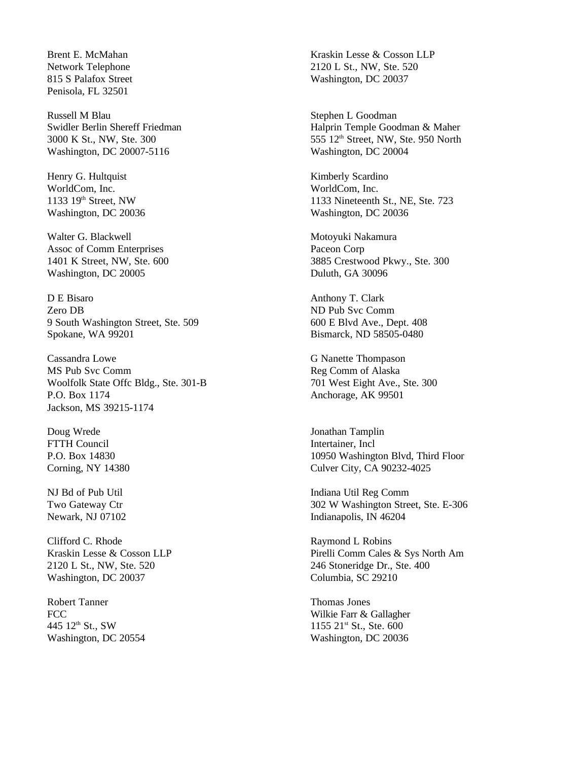Brent E. McMahan
Network Telephone
815 S Palafox Street
Penisola, FL 32501

Kraskin Lesse & Cosson LLP
2120 L St., NW, Ste. 520
Washington, DC 20037

Russell M Blau
Swidler Berlin Shereff Friedman
3000 K St., NW, Ste. 300
Washington, DC 20007-5116

Stephen L Goodman
Halprin Temple Goodman & Maher
555 12th Street, NW, Ste. 950 North
Washington, DC 20004

Henry G. Hultquist
WorldCom, Inc.
1133 19th Street, NW
Washington, DC 20036

Kimberly Scardino
WorldCom, Inc.
1133 Nineteenth St., NE, Ste. 723
Washington, DC 20036

Walter G. Blackwell
Assoc of Comm Enterprises
1401 K Street, NW, Ste. 600
Washington, DC 20005

Motoyuki Nakamura
Paceon Corp
3885 Crestwood Pkwy., Ste. 300
Duluth, GA 30096

D E Bisaro
Zero DB
9 South Washington Street, Ste. 509
Spokane, WA 99201

Anthony T. Clark
ND Pub Svc Comm
600 E Blvd Ave., Dept. 408
Bismarck, ND 58505-0480

Cassandra Lowe
MS Pub Svc Comm
Woolfolk State Offc Bldg., Ste. 301-B
P.O. Box 1174
Jackson, MS 39215-1174

G Nanette Thompason
Reg Comm of Alaska
701 West Eight Ave., Ste. 300
Anchorage, AK 99501

Doug Wrede
FTTH Council
P.O. Box 14830
Corning, NY 14380

Jonathan Tamplin
Intertainer, Incl
10950 Washington Blvd, Third Floor
Culver City, CA 90232-4025

NJ Bd of Pub Util
Two Gateway Ctr
Newark, NJ 07102

Indiana Util Reg Comm
302 W Washington Street, Ste. E-306
Indianapolis, IN 46204

Clifford C. Rhode
Kraskin Lesse & Cosson LLP
2120 L St., NW, Ste. 520
Washington, DC 20037

Raymond L Robins
Pirelli Comm Cales & Sys North Am
246 Stoneridge Dr., Ste. 400
Columbia, SC 29210

Robert Tanner
FCC
445 12th St., SW
Washington, DC 20554

Thomas Jones
Wilkie Farr & Gallagher
1155 21st St., Ste. 600
Washington, DC 20036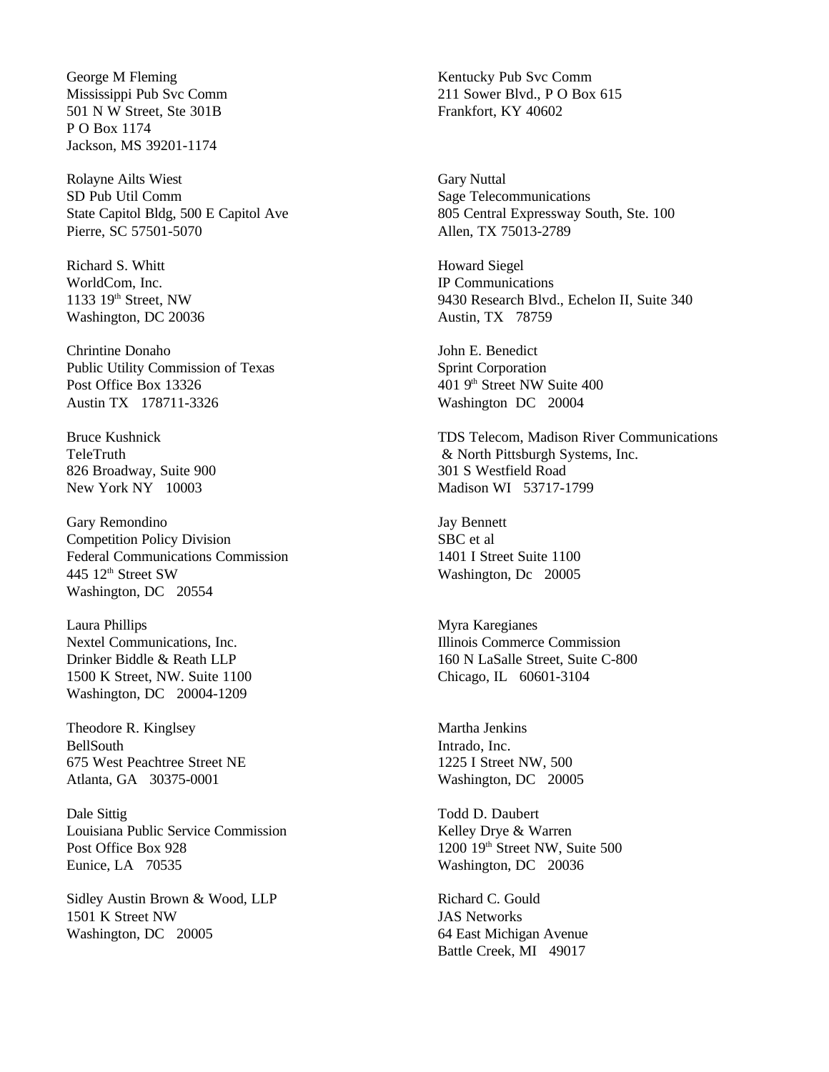George M Fleming
Mississippi Pub Svc Comm
501 N W Street, Ste 301B
P O Box 1174
Jackson, MS 39201-1174

Rolayne Ailts Wiest
SD Pub Util Comm
State Capitol Bldg, 500 E Capitol Ave
Pierre, SC 57501-5070

Richard S. Whitt
WorldCom, Inc.
1133 19th Street, NW
Washington, DC 20036

Chrintine Donaho
Public Utility Commission of Texas
Post Office Box 13326
Austin TX 178711-3326

Bruce Kushnick
TeleTruth
826 Broadway, Suite 900
New York NY 10003

Gary Remondino
Competition Policy Division
Federal Communications Commission
445 12th Street SW
Washington, DC 20554

Laura Phillips
Nextel Communications, Inc.
Drinker Biddle & Reath LLP
1500 K Street, NW. Suite 1100
Washington, DC 20004-1209

Theodore R. Kinglsey
BellSouth
675 West Peachtree Street NE
Atlanta, GA 30375-0001

Dale Sittig
Louisiana Public Service Commission
Post Office Box 928
Eunice, LA 70535

Sidley Austin Brown & Wood, LLP
1501 K Street NW
Washington, DC 20005

Kentucky Pub Svc Comm
211 Sower Blvd., P O Box 615
Frankfort, KY 40602

Gary Nuttal
Sage Telecommunications
805 Central Expressway South, Ste. 100
Allen, TX 75013-2789

Howard Siegel
IP Communications
9430 Research Blvd., Echelon II, Suite 340
Austin, TX 78759

John E. Benedict
Sprint Corporation
401 9th Street NW Suite 400
Washington DC 20004

TDS Telecom, Madison River Communications
& North Pittsburgh Systems, Inc.
301 S Westfield Road
Madison WI 53717-1799

Jay Bennett
SBC et al
1401 I Street Suite 1100
Washington, Dc 20005

Myra Karegianes
Illinois Commerce Commission
160 N LaSalle Street, Suite C-800
Chicago, IL 60601-3104

Martha Jenkins
Intrado, Inc.
1225 I Street NW, 500
Washington, DC 20005

Todd D. Daubert
Kelley Drye & Warren
1200 19th Street NW, Suite 500
Washington, DC 20036

Richard C. Gould
JAS Networks
64 East Michigan Avenue
Battle Creek, MI 49017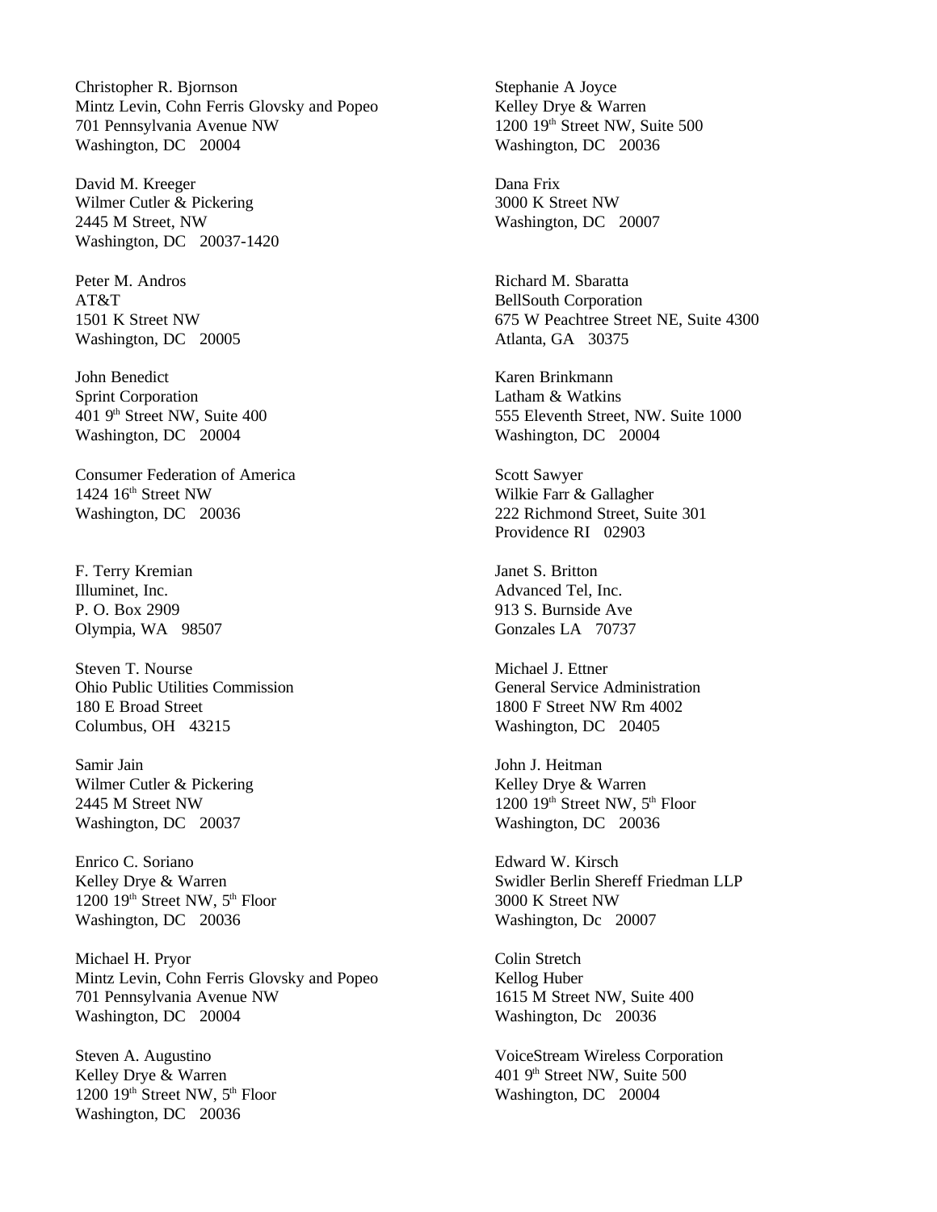Christopher R. Bjornson
Mintz Levin, Cohn Ferris Glovsky and Popeo
701 Pennsylvania Avenue NW
Washington, DC 20004

David M. Kreeger
Wilmer Cutler & Pickering
2445 M Street, NW
Washington, DC 20037-1420

Peter M. Andros
AT&T
1501 K Street NW
Washington, DC 20005

John Benedict
Sprint Corporation
401 9th Street NW, Suite 400
Washington, DC 20004

Consumer Federation of America
1424 16th Street NW
Washington, DC 20036

F. Terry Kremian
Illuminet, Inc.
P. O. Box 2909
Olympia, WA 98507

Steven T. Nourse
Ohio Public Utilities Commission
180 E Broad Street
Columbus, OH 43215

Samir Jain
Wilmer Cutler & Pickering
2445 M Street NW
Washington, DC 20037

Enrico C. Soriano
Kelley Drye & Warren
1200 19th Street NW, 5th Floor
Washington, DC 20036

Michael H. Pryor
Mintz Levin, Cohn Ferris Glovsky and Popeo
701 Pennsylvania Avenue NW
Washington, DC 20004

Steven A. Augustino
Kelley Drye & Warren
1200 19th Street NW, 5th Floor
Washington, DC 20036

Stephanie A Joyce
Kelley Drye & Warren
1200 19th Street NW, Suite 500
Washington, DC 20036

Dana Frix
3000 K Street NW
Washington, DC 20007

Richard M. Sbaratta
BellSouth Corporation
675 W Peachtree Street NE, Suite 4300
Atlanta, GA 30375

Karen Brinkmann
Latham & Watkins
555 Eleventh Street, NW. Suite 1000
Washington, DC 20004

Scott Sawyer
Wilkie Farr & Gallagher
222 Richmond Street, Suite 301
Providence RI 02903

Janet S. Britton
Advanced Tel, Inc.
913 S. Burnside Ave
Gonzales LA 70737

Michael J. Ettner
General Service Administration
1800 F Street NW Rm 4002
Washington, DC 20405

John J. Heitman
Kelley Drye & Warren
1200 19th Street NW, 5th Floor
Washington, DC 20036

Edward W. Kirsch
Swidler Berlin Shereff Friedman LLP
3000 K Street NW
Washington, Dc 20007

Colin Stretch
Kellog Huber
1615 M Street NW, Suite 400
Washington, Dc 20036

VoiceStream Wireless Corporation
401 9th Street NW, Suite 500
Washington, DC 20004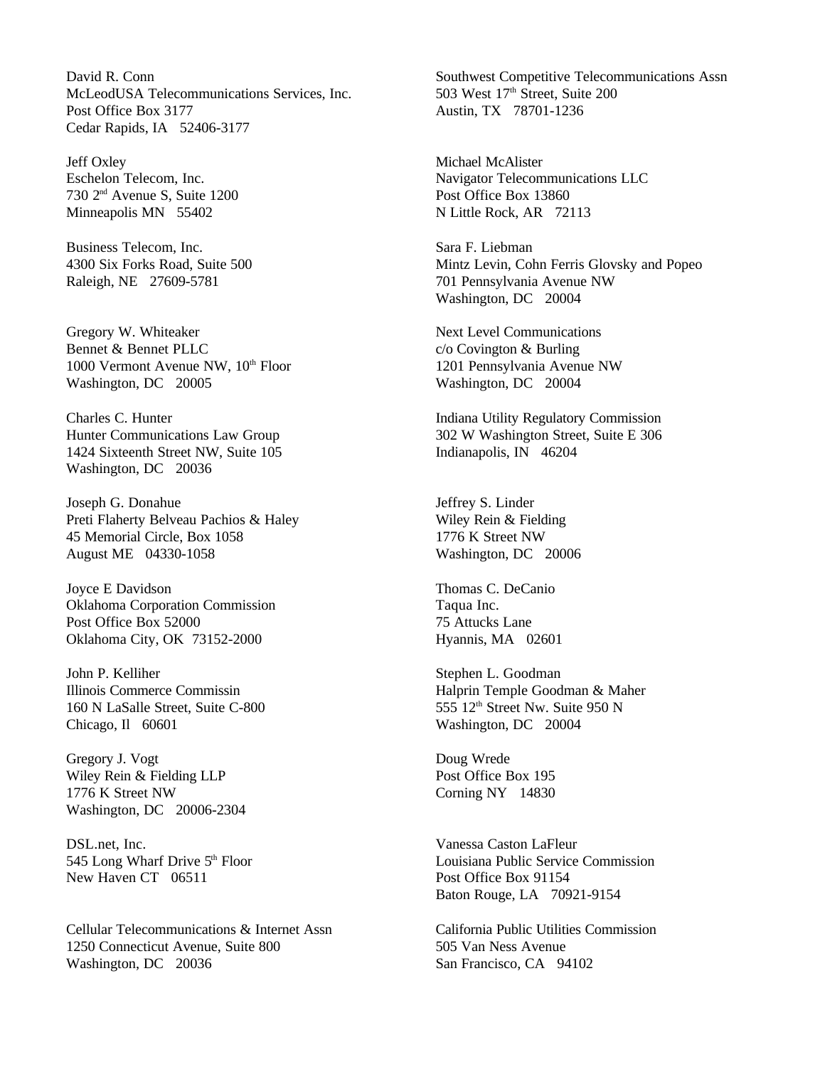David R. Conn
McLeodUSA Telecommunications Services, Inc.
Post Office Box 3177
Cedar Rapids, IA 52406-3177

Jeff Oxley
Eschelon Telecom, Inc.
730 2nd Avenue S, Suite 1200
Minneapolis MN 55402

Business Telecom, Inc.
4300 Six Forks Road, Suite 500
Raleigh, NE 27609-5781

Gregory W. Whiteaker
Bennet & Bennet PLLC
1000 Vermont Avenue NW, 10th Floor
Washington, DC 20005

Charles C. Hunter
Hunter Communications Law Group
1424 Sixteenth Street NW, Suite 105
Washington, DC 20036

Joseph G. Donahue
Preti Flaherty Belveau Pachios & Haley
45 Memorial Circle, Box 1058
August ME 04330-1058

Joyce E Davidson
Oklahoma Corporation Commission
Post Office Box 52000
Oklahoma City, OK 73152-2000

John P. Kelliher
Illinois Commerce Commissin
160 N LaSalle Street, Suite C-800
Chicago, Il 60601

Gregory J. Vogt
Wiley Rein & Fielding LLP
1776 K Street NW
Washington, DC 20006-2304

DSL.net, Inc.
545 Long Wharf Drive 5th Floor
New Haven CT 06511

Cellular Telecommunications & Internet Assn
1250 Connecticut Avenue, Suite 800
Washington, DC 20036

Southwest Competitive Telecommunications Assn
503 West 17th Street, Suite 200
Austin, TX 78701-1236

Michael McAlister
Navigator Telecommunications LLC
Post Office Box 13860
N Little Rock, AR 72113

Sara F. Liebman
Mintz Levin, Cohn Ferris Glovsky and Popeo
701 Pennsylvania Avenue NW
Washington, DC 20004

Next Level Communications
c/o Covington & Burling
1201 Pennsylvania Avenue NW
Washington, DC 20004

Indiana Utility Regulatory Commission
302 W Washington Street, Suite E 306
Indianapolis, IN 46204

Jeffrey S. Linder
Wiley Rein & Fielding
1776 K Street NW
Washington, DC 20006

Thomas C. DeCanio
Taqua Inc.
75 Attucks Lane
Hyannis, MA 02601

Stephen L. Goodman
Halprin Temple Goodman & Maher
555 12th Street Nw. Suite 950 N
Washington, DC 20004

Doug Wrede
Post Office Box 195
Corning NY 14830

Vanessa Caston LaFleur
Louisiana Public Service Commission
Post Office Box 91154
Baton Rouge, LA 70921-9154

California Public Utilities Commission
505 Van Ness Avenue
San Francisco, CA 94102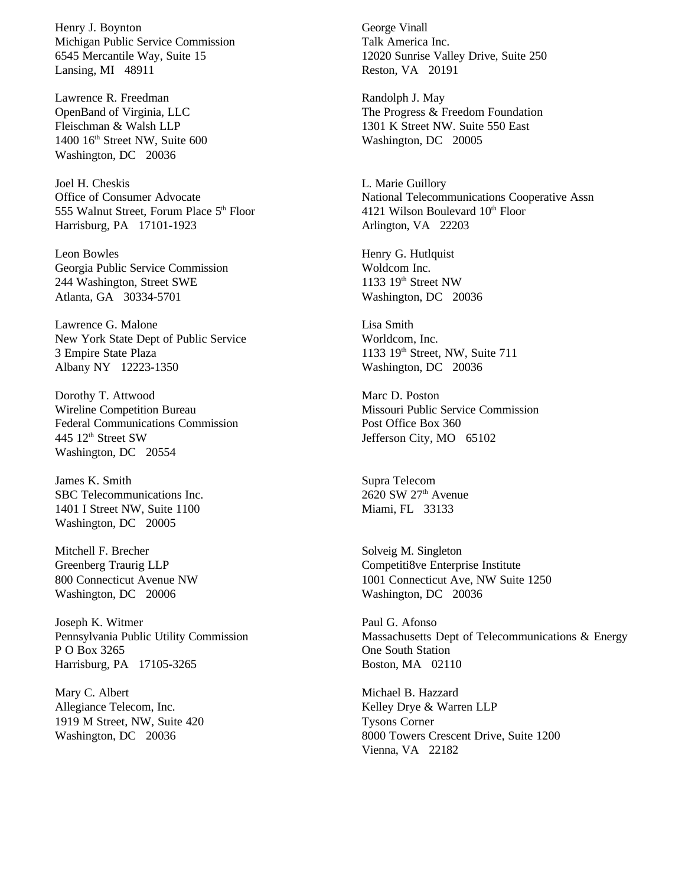Henry J. Boynton
Michigan Public Service Commission
6545 Mercantile Way, Suite 15
Lansing, MI 48911

Lawrence R. Freedman
OpenBand of Virginia, LLC
Fleischman & Walsh LLP
1400 16th Street NW, Suite 600
Washington, DC 20036

Joel H. Cheskis
Office of Consumer Advocate
555 Walnut Street, Forum Place 5th Floor
Harrisburg, PA 17101-1923

Leon Bowles
Georgia Public Service Commission
244 Washington, Street SWE
Atlanta, GA 30334-5701

Lawrence G. Malone
New York State Dept of Public Service
3 Empire State Plaza
Albany NY 12223-1350

Dorothy T. Attwood
Wireline Competition Bureau
Federal Communications Commission
445 12th Street SW
Washington, DC 20554

James K. Smith
SBC Telecommunications Inc.
1401 I Street NW, Suite 1100
Washington, DC 20005

Mitchell F. Brecher
Greenberg Traurig LLP
800 Connecticut Avenue NW
Washington, DC 20006

Joseph K. Witmer
Pennsylvania Public Utility Commission
P O Box 3265
Harrisburg, PA 17105-3265

Mary C. Albert
Allegiance Telecom, Inc.
1919 M Street, NW, Suite 420
Washington, DC 20036

George Vinall
Talk America Inc.
12020 Sunrise Valley Drive, Suite 250
Reston, VA 20191

Randolph J. May
The Progress & Freedom Foundation
1301 K Street NW. Suite 550 East
Washington, DC 20005

L. Marie Guillory
National Telecommunications Cooperative Assn
4121 Wilson Boulevard 10th Floor
Arlington, VA 22203

Henry G. Hutlquist
Woldcom Inc.
1133 19th Street NW
Washington, DC 20036

Lisa Smith
Worldcom, Inc.
1133 19th Street, NW, Suite 711
Washington, DC 20036

Marc D. Poston
Missouri Public Service Commission
Post Office Box 360
Jefferson City, MO 65102

Supra Telecom
2620 SW 27th Avenue
Miami, FL 33133

Solveig M. Singleton
Competiti8ve Enterprise Institute
1001 Connecticut Ave, NW Suite 1250
Washington, DC 20036

Paul G. Afonso
Massachusetts Dept of Telecommunications & Energy
One South Station
Boston, MA 02110

Michael B. Hazzard
Kelley Drye & Warren LLP
Tysons Corner
8000 Towers Crescent Drive, Suite 1200
Vienna, VA 22182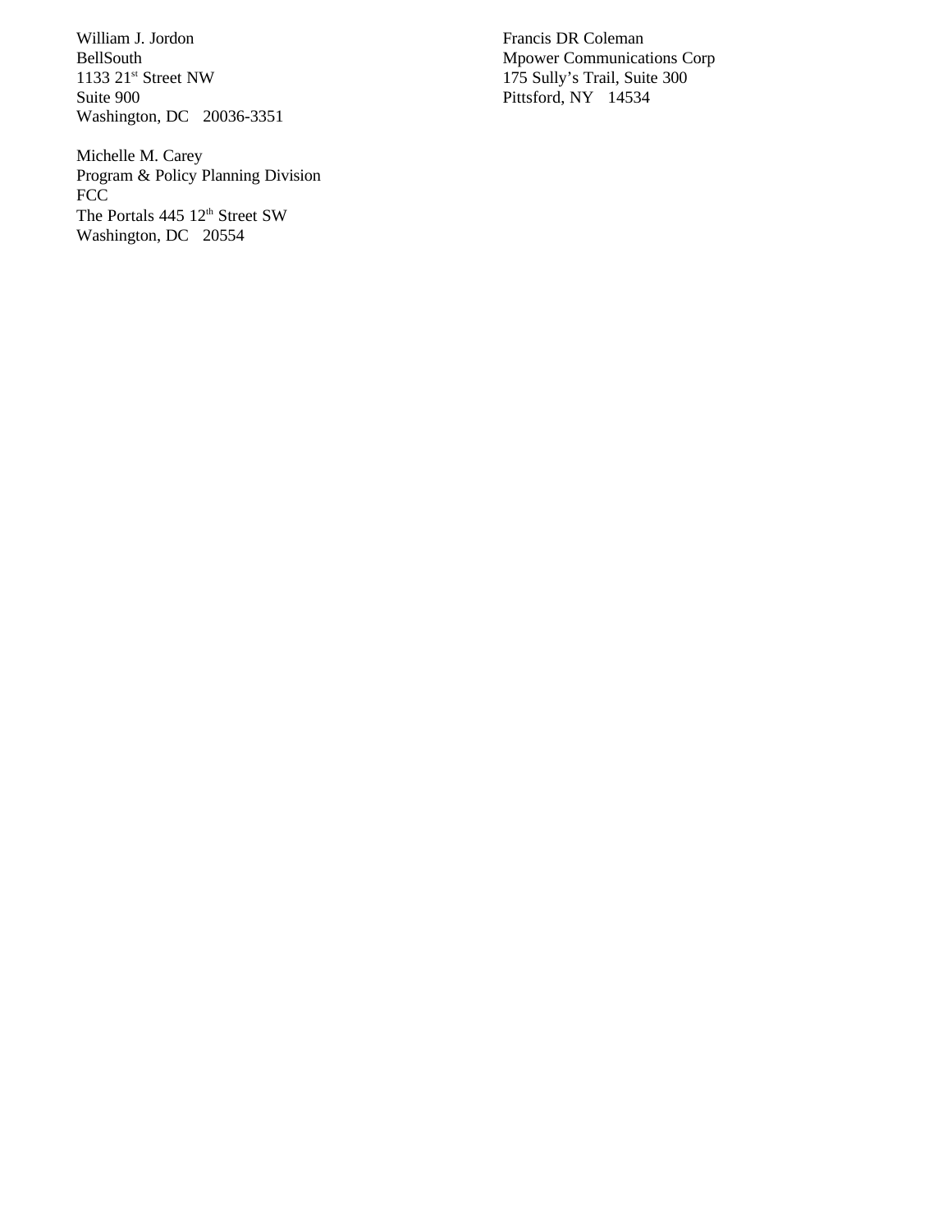William J. Jordon
BellSouth
1133 21st Street NW
Suite 900
Washington, DC 20036-3351

Michelle M. Carey
Program & Policy Planning Division
FCC
The Portals 445 12th Street SW
Washington, DC 20554

Francis DR Coleman
Mpower Communications Corp
175 Sully's Trail, Suite 300
Pittsford, NY 14534